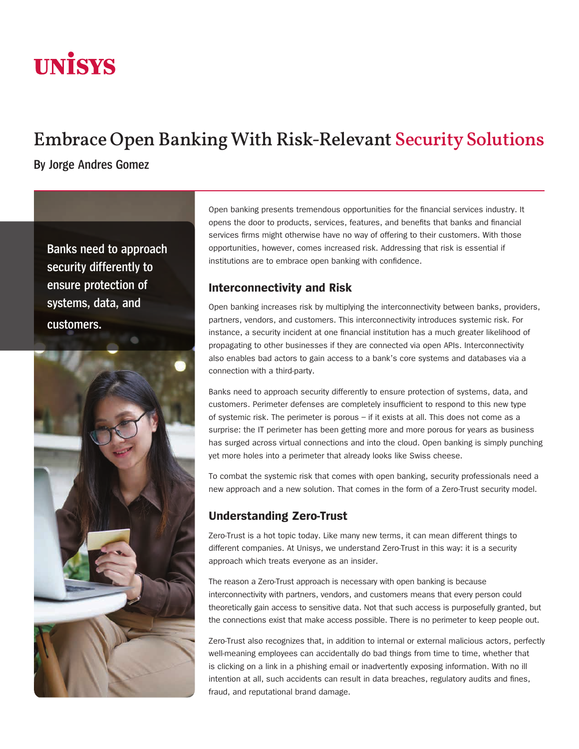UNISYS

# Embrace Open Banking With Risk-Relevant Security Solutions

By Jorge Andres Gomez

Banks need to approach security differently to ensure protection of systems, data, and customers.

Open banking presents tremendous opportunities for the financial services industry. It opens the door to products, services, features, and benefits that banks and financial services firms might otherwise have no way of offering to their customers. With those opportunities, however, comes increased risk. Addressing that risk is essential if institutions are to embrace open banking with confidence.

## Interconnectivity and Risk

Open banking increases risk by multiplying the interconnectivity between banks, providers, partners, vendors, and customers. This interconnectivity introduces systemic risk. For instance, a security incident at one financial institution has a much greater likelihood of propagating to other businesses if they are connected via open APIs. Interconnectivity also enables bad actors to gain access to a bank's core systems and databases via a connection with a third-party.

Banks need to approach security differently to ensure protection of systems, data, and customers. Perimeter defenses are completely insufficient to respond to this new type of systemic risk. The perimeter is porous – if it exists at all. This does not come as a surprise: the IT perimeter has been getting more and more porous for years as business has surged across virtual connections and into the cloud. Open banking is simply punching yet more holes into a perimeter that already looks like Swiss cheese.

To combat the systemic risk that comes with open banking, security professionals need a new approach and a new solution. That comes in the form of a Zero-Trust security model.

## Understanding Zero-Trust

Zero-Trust is a hot topic today. Like many new terms, it can mean different things to different companies. At Unisys, we understand Zero-Trust in this way: it is a security approach which treats everyone as an insider.

The reason a Zero-Trust approach is necessary with open banking is because interconnectivity with partners, vendors, and customers means that every person could theoretically gain access to sensitive data. Not that such access is purposefully granted, but the connections exist that make access possible. There is no perimeter to keep people out.

Zero-Trust also recognizes that, in addition to internal or external malicious actors, perfectly well-meaning employees can accidentally do bad things from time to time, whether that is clicking on a link in a phishing email or inadvertently exposing information. With no ill intention at all, such accidents can result in data breaches, regulatory audits and fines, fraud, and reputational brand damage.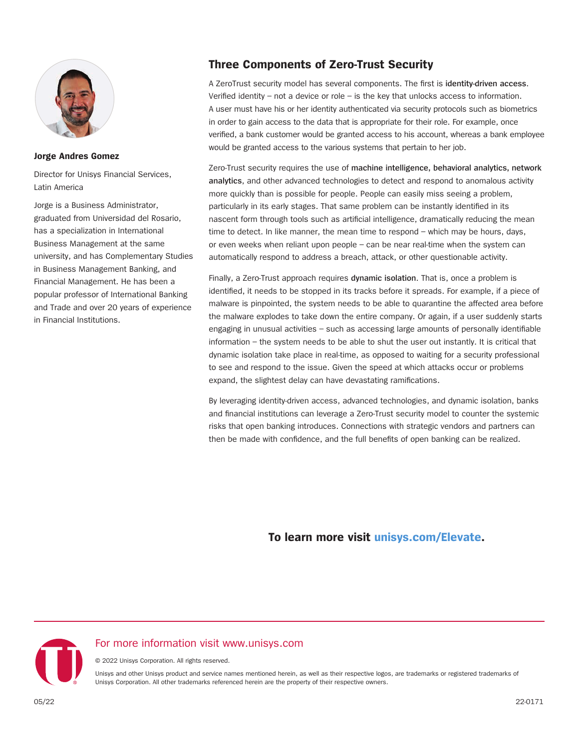**Jorge Andres Gomez**

Director for Unisys Financial Services, Latin America

Jorge is a Business Administrator, graduated from Universidad del Rosario, has a specialization in International Business Management at the same university, and has Complementary Studies in Business Management Banking, and Financial Management. He has been a popular professor of International Banking and Trade and over 20 years of experience in Financial Institutions.

## Three Components of Zero-Trust Security

A ZeroTrust security model has several components. The first is **identity-driven access**. Verified identity – not a device or role – is the key that unlocks access to information. A user must have his or her identity authenticated via security protocols such as biometrics in order to gain access to the data that is appropriate for their role. For example, once verified, a bank customer would be granted access to his account, whereas a bank employee would be granted access to the various systems that pertain to her job.

Zero-Trust security requires the use of **machine intelligence, behavioral analytics, network analytics**, and other advanced technologies to detect and respond to anomalous activity more quickly than is possible for people. People can easily miss seeing a problem, particularly in its early stages. That same problem can be instantly identified in its nascent form through tools such as artificial intelligence, dramatically reducing the mean time to detect. In like manner, the mean time to respond – which may be hours, days, or even weeks when reliant upon people – can be near real-time when the system can automatically respond to address a breach, attack, or other questionable activity.

Finally, a Zero-Trust approach requires **dynamic isolation**. That is, once a problem is identified, it needs to be stopped in its tracks before it spreads. For example, if a piece of malware is pinpointed, the system needs to be able to quarantine the affected area before the malware explodes to take down the entire company. Or again, if a user suddenly starts engaging in unusual activities – such as accessing large amounts of personally identifiable information – the system needs to be able to shut the user out instantly. It is critical that dynamic isolation take place in real-time, as opposed to waiting for a security professional to see and respond to the issue. Given the speed at which attacks occur or problems expand, the slightest delay can have devastating ramifications.

By leveraging identity-driven access, advanced technologies, and dynamic isolation, banks and financial institutions can leverage a Zero-Trust security model to counter the systemic risks that open banking introduces. Connections with strategic vendors and partners can then be made with confidence, and the full benefits of open banking can be realized.

**To learn more visit unisys.com/Elevate.**

For more information visit www.unisys.com

© 2022 Unisys Corporation. All rights reserved.

Unisys and other Unisys product and service names mentioned herein, as well as their respective logos, are trademarks or registered trademarks of Unisys Corporation. All other trademarks referenced herein are the property of their respective owners.

05/22

22-0171